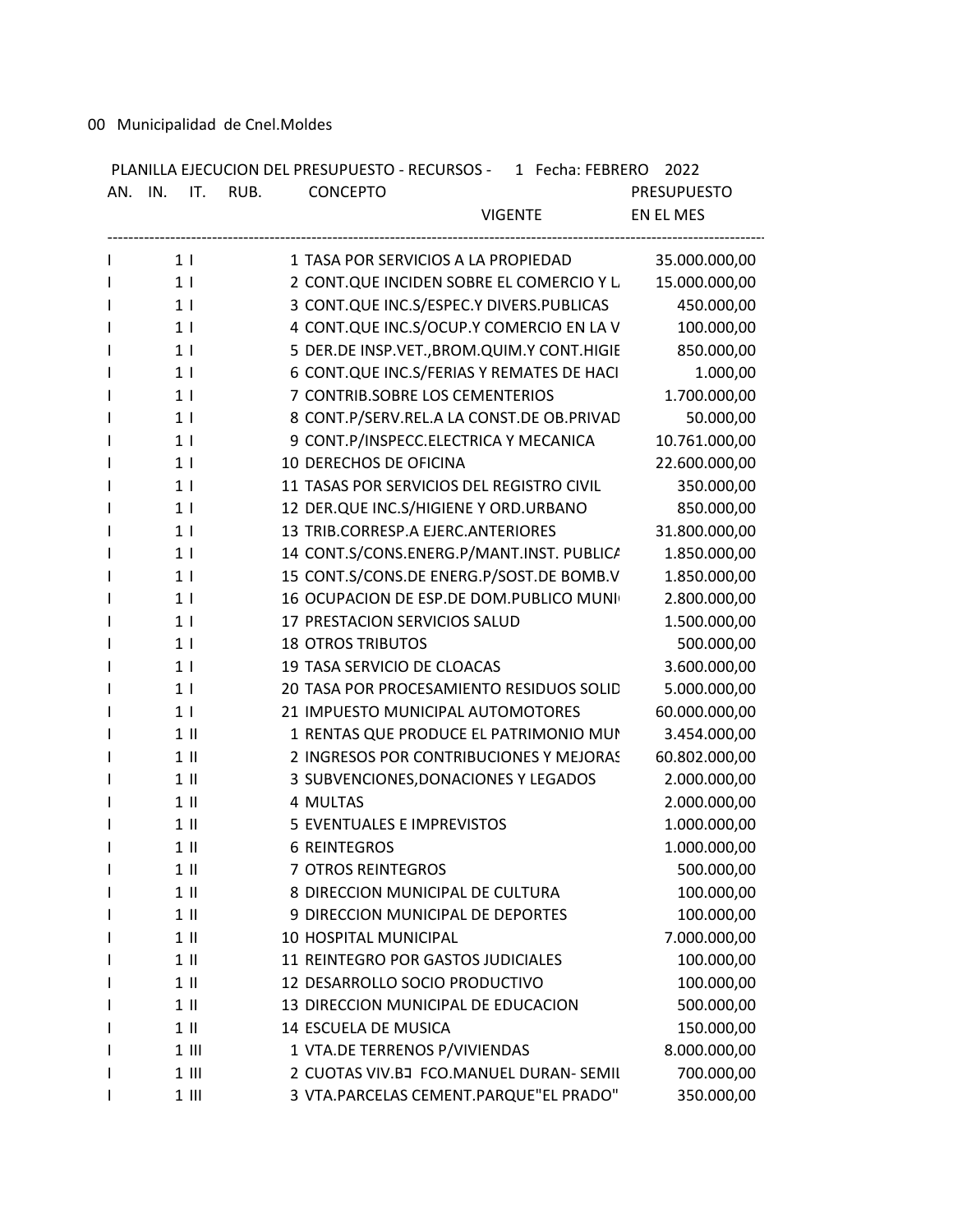00 Municipalidad de Cnel.Moldes

PLANILLA EJECUCION DEL PRESUPUESTO - RECURSOS - 1 Fecha: FEBRERO 2022

| AN. | IN. | IT. | RUB. | CONCEPTO | PRESUPUESTO VIGENTE | EN EL MES |
|---|---|---|---|---|---|---|
| I | 1 | I | 1 | TASA POR SERVICIOS A LA PROPIEDAD | 35.000.000,00 | |
| I | 1 | I | 2 | CONT.QUE INCIDEN SOBRE EL COMERCIO Y L. | 15.000.000,00 | |
| I | 1 | I | 3 | CONT.QUE INC.S/ESPEC.Y DIVERS.PUBLICAS | 450.000,00 | |
| I | 1 | I | 4 | CONT.QUE INC.S/OCUP.Y COMERCIO EN LA V | 100.000,00 | |
| I | 1 | I | 5 | DER.DE INSP.VET.,BROM.QUIM.Y CONT.HIGIE | 850.000,00 | |
| I | 1 | I | 6 | CONT.QUE INC.S/FERIAS Y REMATES DE HACI | 1.000,00 | |
| I | 1 | I | 7 | CONTRIB.SOBRE LOS CEMENTERIOS | 1.700.000,00 | |
| I | 1 | I | 8 | CONT.P/SERV.REL.A LA CONST.DE OB.PRIVAD | 50.000,00 | |
| I | 1 | I | 9 | CONT.P/INSPECC.ELECTRICA Y MECANICA | 10.761.000,00 | |
| I | 1 | I | 10 | DERECHOS DE OFICINA | 22.600.000,00 | |
| I | 1 | I | 11 | TASAS POR SERVICIOS DEL REGISTRO CIVIL | 350.000,00 | |
| I | 1 | I | 12 | DER.QUE INC.S/HIGIENE Y ORD.URBANO | 850.000,00 | |
| I | 1 | I | 13 | TRIB.CORRESP.A EJERC.ANTERIORES | 31.800.000,00 | |
| I | 1 | I | 14 | CONT.S/CONS.ENERG.P/MANT.INST. PUBLICA | 1.850.000,00 | |
| I | 1 | I | 15 | CONT.S/CONS.DE ENERG.P/SOST.DE BOMB.V | 1.850.000,00 | |
| I | 1 | I | 16 | OCUPACION DE ESP.DE DOM.PUBLICO MUNI | 2.800.000,00 | |
| I | 1 | I | 17 | PRESTACION SERVICIOS SALUD | 1.500.000,00 | |
| I | 1 | I | 18 | OTROS TRIBUTOS | 500.000,00 | |
| I | 1 | I | 19 | TASA SERVICIO DE CLOACAS | 3.600.000,00 | |
| I | 1 | I | 20 | TASA POR PROCESAMIENTO RESIDUOS SOLID | 5.000.000,00 | |
| I | 1 | I | 21 | IMPUESTO MUNICIPAL AUTOMOTORES | 60.000.000,00 | |
| I | 1 | II | 1 | RENTAS QUE PRODUCE EL PATRIMONIO MUN | 3.454.000,00 | |
| I | 1 | II | 2 | INGRESOS POR CONTRIBUCIONES Y MEJORAS | 60.802.000,00 | |
| I | 1 | II | 3 | SUBVENCIONES,DONACIONES Y LEGADOS | 2.000.000,00 | |
| I | 1 | II | 4 | MULTAS | 2.000.000,00 | |
| I | 1 | II | 5 | EVENTUALES E IMPREVISTOS | 1.000.000,00 | |
| I | 1 | II | 6 | REINTEGROS | 1.000.000,00 | |
| I | 1 | II | 7 | OTROS REINTEGROS | 500.000,00 | |
| I | 1 | II | 8 | DIRECCION MUNICIPAL DE CULTURA | 100.000,00 | |
| I | 1 | II | 9 | DIRECCION MUNICIPAL DE DEPORTES | 100.000,00 | |
| I | 1 | II | 10 | HOSPITAL MUNICIPAL | 7.000.000,00 | |
| I | 1 | II | 11 | REINTEGRO POR GASTOS JUDICIALES | 100.000,00 | |
| I | 1 | II | 12 | DESARROLLO SOCIO PRODUCTIVO | 100.000,00 | |
| I | 1 | II | 13 | DIRECCION MUNICIPAL DE EDUCACION | 500.000,00 | |
| I | 1 | II | 14 | ESCUELA DE MUSICA | 150.000,00 | |
| I | 1 | III | 1 | VTA.DE TERRENOS P/VIVIENDAS | 8.000.000,00 | |
| I | 1 | III | 2 | CUOTAS VIV.B FCO.MANUEL DURAN- SEMIL | 700.000,00 | |
| I | 1 | III | 3 | VTA.PARCELAS CEMENT.PARQUE"EL PRADO" | 350.000,00 | |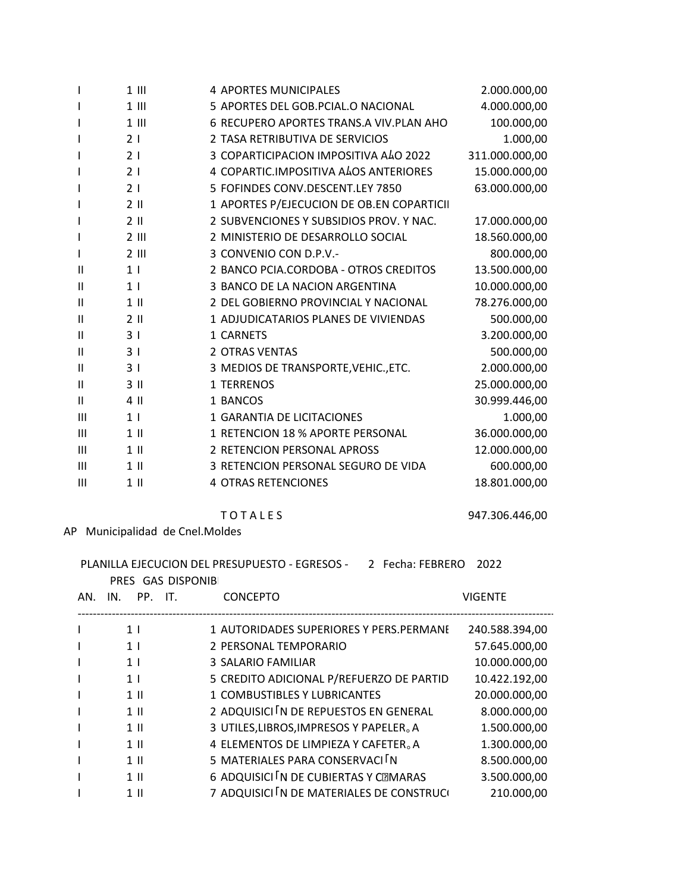| AN. | IN. | PP. | IT. | CONCEPTO | VIGENTE |
|---|---|---|---|---|---|
| I | 1 | III | 4 | APORTES MUNICIPALES | 2.000.000,00 |
| I | 1 | III | 5 | APORTES DEL GOB.PCIAL.O NACIONAL | 4.000.000,00 |
| I | 1 | III | 6 | RECUPERO APORTES TRANS.A VIV.PLAN AHO | 100.000,00 |
| I | 2 | I | 2 | TASA RETRIBUTIVA DE SERVICIOS | 1.000,00 |
| I | 2 | I | 3 | COPARTICIPACION IMPOSITIVA AÍO 2022 | 311.000.000,00 |
| I | 2 | I | 4 | COPARTIC.IMPOSITIVA AÍOS ANTERIORES | 15.000.000,00 |
| I | 2 | I | 5 | FOFINDES CONV.DESCENT.LEY 7850 | 63.000.000,00 |
| I | 2 | II | 1 | APORTES P/EJECUCION DE OB.EN COPARTICII | |
| I | 2 | II | 2 | SUBVENCIONES Y SUBSIDIOS PROV. Y NAC. | 17.000.000,00 |
| I | 2 | III | 2 | MINISTERIO DE DESARROLLO SOCIAL | 18.560.000,00 |
| I | 2 | III | 3 | CONVENIO CON D.P.V.- | 800.000,00 |
| II | 1 | I | 2 | BANCO PCIA.CORDOBA - OTROS CREDITOS | 13.500.000,00 |
| II | 1 | I | 3 | BANCO DE LA NACION ARGENTINA | 10.000.000,00 |
| II | 1 | II | 2 | DEL GOBIERNO PROVINCIAL Y NACIONAL | 78.276.000,00 |
| II | 2 | II | 1 | ADJUDICATARIOS PLANES DE VIVIENDAS | 500.000,00 |
| II | 3 | I | 1 | CARNETS | 3.200.000,00 |
| II | 3 | I | 2 | OTRAS VENTAS | 500.000,00 |
| II | 3 | I | 3 | MEDIOS DE TRANSPORTE,VEHIC.,ETC. | 2.000.000,00 |
| II | 3 | II | 1 | TERRENOS | 25.000.000,00 |
| II | 4 | II | 1 | BANCOS | 30.999.446,00 |
| III | 1 | I | 1 | GARANTIA DE LICITACIONES | 1.000,00 |
| III | 1 | II | 1 | RETENCION 18 % APORTE PERSONAL | 36.000.000,00 |
| III | 1 | II | 2 | RETENCION PERSONAL APROSS | 12.000.000,00 |
| III | 1 | II | 3 | RETENCION PERSONAL SEGURO DE VIDA | 600.000,00 |
| III | 1 | II | 4 | OTRAS RETENCIONES | 18.801.000,00 |
| | | | | T O T A L E S | 947.306.446,00 |

AP Municipalidad de Cnel.Moldes

PLANILLA EJECUCION DEL PRESUPUESTO - EGRESOS - 2 Fecha: FEBRERO 2022

PRES GAS DISPONIBI

| AN. | IN. | PP. | IT. | CONCEPTO | VIGENTE |
|---|---|---|---|---|---|
| I | 1 | I | 1 | AUTORIDADES SUPERIORES Y PERS.PERMANE | 240.588.394,00 |
| I | 1 | I | 2 | PERSONAL TEMPORARIO | 57.645.000,00 |
| I | 1 | I | 3 | SALARIO FAMILIAR | 10.000.000,00 |
| I | 1 | I | 5 | CREDITO ADICIONAL P/REFUERZO DE PARTID | 10.422.192,00 |
| I | 1 | II | 1 | COMBUSTIBLES Y LUBRICANTES | 20.000.000,00 |
| I | 1 | II | 2 | ADQUISICIΓN DE REPUESTOS EN GENERAL | 8.000.000,00 |
| I | 1 | II | 3 | UTILES,LIBROS,IMPRESOS Y PAPELER。A | 1.500.000,00 |
| I | 1 | II | 4 | ELEMENTOS DE LIMPIEZA Y CAFETER。A | 1.300.000,00 |
| I | 1 | II | 5 | MATERIALES PARA CONSERVACIΓN | 8.500.000,00 |
| I | 1 | II | 6 | ADQUISICIΓN DE CUBIERTAS Y C?MARAS | 3.500.000,00 |
| I | 1 | II | 7 | ADQUISICIΓN DE MATERIALES DE CONSTRUC( | 210.000,00 |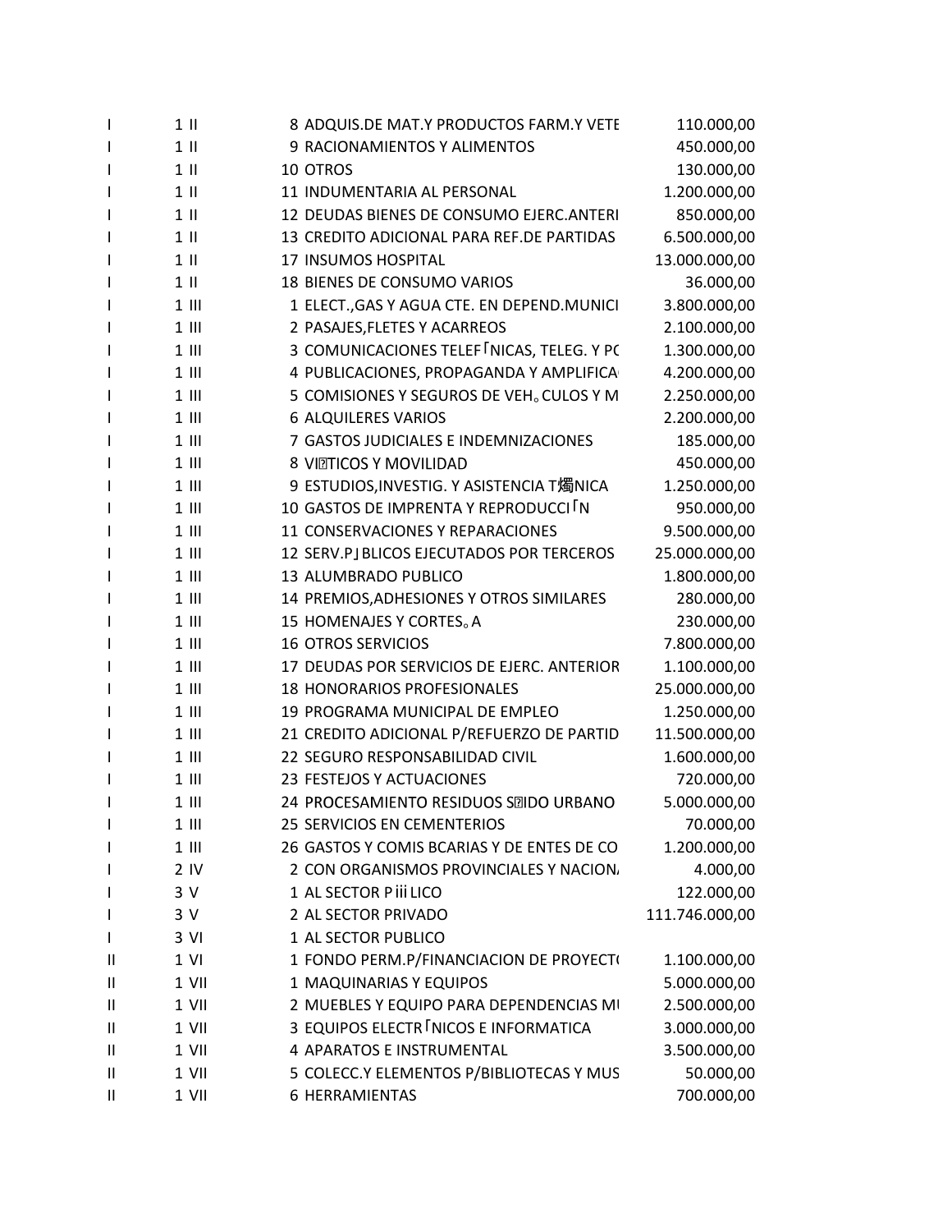| | | | | |
|---|---|---|---|---|
| I | 1 II | 8 | ADQUIS.DE MAT.Y PRODUCTOS FARM.Y VETE | 110.000,00 |
| I | 1 II | 9 | RACIONAMIENTOS Y ALIMENTOS | 450.000,00 |
| I | 1 II | 10 | OTROS | 130.000,00 |
| I | 1 II | 11 | INDUMENTARIA AL PERSONAL | 1.200.000,00 |
| I | 1 II | 12 | DEUDAS BIENES DE CONSUMO EJERC.ANTERI | 850.000,00 |
| I | 1 II | 13 | CREDITO ADICIONAL PARA REF.DE PARTIDAS | 6.500.000,00 |
| I | 1 II | 17 | INSUMOS HOSPITAL | 13.000.000,00 |
| I | 1 II | 18 | BIENES DE CONSUMO VARIOS | 36.000,00 |
| I | 1 III | 1 | ELECT.,GAS Y AGUA CTE. EN DEPEND.MUNICI | 3.800.000,00 |
| I | 1 III | 2 | PASAJES,FLETES Y ACARREOS | 2.100.000,00 |
| I | 1 III | 3 | COMUNICACIONES TELEF｢NICAS, TELEG. Y PC | 1.300.000,00 |
| I | 1 III | 4 | PUBLICACIONES, PROPAGANDA Y AMPLIFICA | 4.200.000,00 |
| I | 1 III | 5 | COMISIONES Y SEGUROS DE VEH｡CULOS Y M | 2.250.000,00 |
| I | 1 III | 6 | ALQUILERES VARIOS | 2.200.000,00 |
| I | 1 III | 7 | GASTOS JUDICIALES E INDEMNIZACIONES | 185.000,00 |
| I | 1 III | 8 | VI TICOS Y MOVILIDAD | 450.000,00 |
| I | 1 III | 9 | ESTUDIOS,INVESTIG. Y ASISTENCIA T燭NICA | 1.250.000,00 |
| I | 1 III | 10 | GASTOS DE IMPRENTA Y REPRODUCCI｢N | 950.000,00 |
| I | 1 III | 11 | CONSERVACIONES Y REPARACIONES | 9.500.000,00 |
| I | 1 III | 12 | SERV.P｣BLICOS EJECUTADOS POR TERCEROS | 25.000.000,00 |
| I | 1 III | 13 | ALUMBRADO PUBLICO | 1.800.000,00 |
| I | 1 III | 14 | PREMIOS,ADHESIONES Y OTROS SIMILARES | 280.000,00 |
| I | 1 III | 15 | HOMENAJES Y CORTES｡A | 230.000,00 |
| I | 1 III | 16 | OTROS SERVICIOS | 7.800.000,00 |
| I | 1 III | 17 | DEUDAS POR SERVICIOS DE EJERC. ANTERIOR | 1.100.000,00 |
| I | 1 III | 18 | HONORARIOS PROFESIONALES | 25.000.000,00 |
| I | 1 III | 19 | PROGRAMA MUNICIPAL DE EMPLEO | 1.250.000,00 |
| I | 1 III | 21 | CREDITO ADICIONAL P/REFUERZO DE PARTID | 11.500.000,00 |
| I | 1 III | 22 | SEGURO RESPONSABILIDAD CIVIL | 1.600.000,00 |
| I | 1 III | 23 | FESTEJOS Y ACTUACIONES | 720.000,00 |
| I | 1 III | 24 | PROCESAMIENTO RESIDUOS S IDO URBANO | 5.000.000,00 |
| I | 1 III | 25 | SERVICIOS EN CEMENTERIOS | 70.000,00 |
| I | 1 III | 26 | GASTOS Y COMIS BCARIAS Y DE ENTES DE CO | 1.200.000,00 |
| I | 2 IV | 2 | CON ORGANISMOS PROVINCIALES Y NACION | 4.000,00 |
| I | 3 V | 1 | AL SECTOR P｣BLICO | 122.000,00 |
| I | 3 V | 2 | AL SECTOR PRIVADO | 111.746.000,00 |
| I | 3 VI | 1 | AL SECTOR PUBLICO | |
| II | 1 VI | 1 | FONDO PERM.P/FINANCIACION DE PROYECT | 1.100.000,00 |
| II | 1 VII | 1 | MAQUINARIAS Y EQUIPOS | 5.000.000,00 |
| II | 1 VII | 2 | MUEBLES Y EQUIPO PARA DEPENDENCIAS MU | 2.500.000,00 |
| II | 1 VII | 3 | EQUIPOS ELECTR｢NICOS E INFORMATICA | 3.000.000,00 |
| II | 1 VII | 4 | APARATOS E INSTRUMENTAL | 3.500.000,00 |
| II | 1 VII | 5 | COLECC.Y ELEMENTOS P/BIBLIOTECAS Y MUS | 50.000,00 |
| II | 1 VII | 6 | HERRAMIENTAS | 700.000,00 |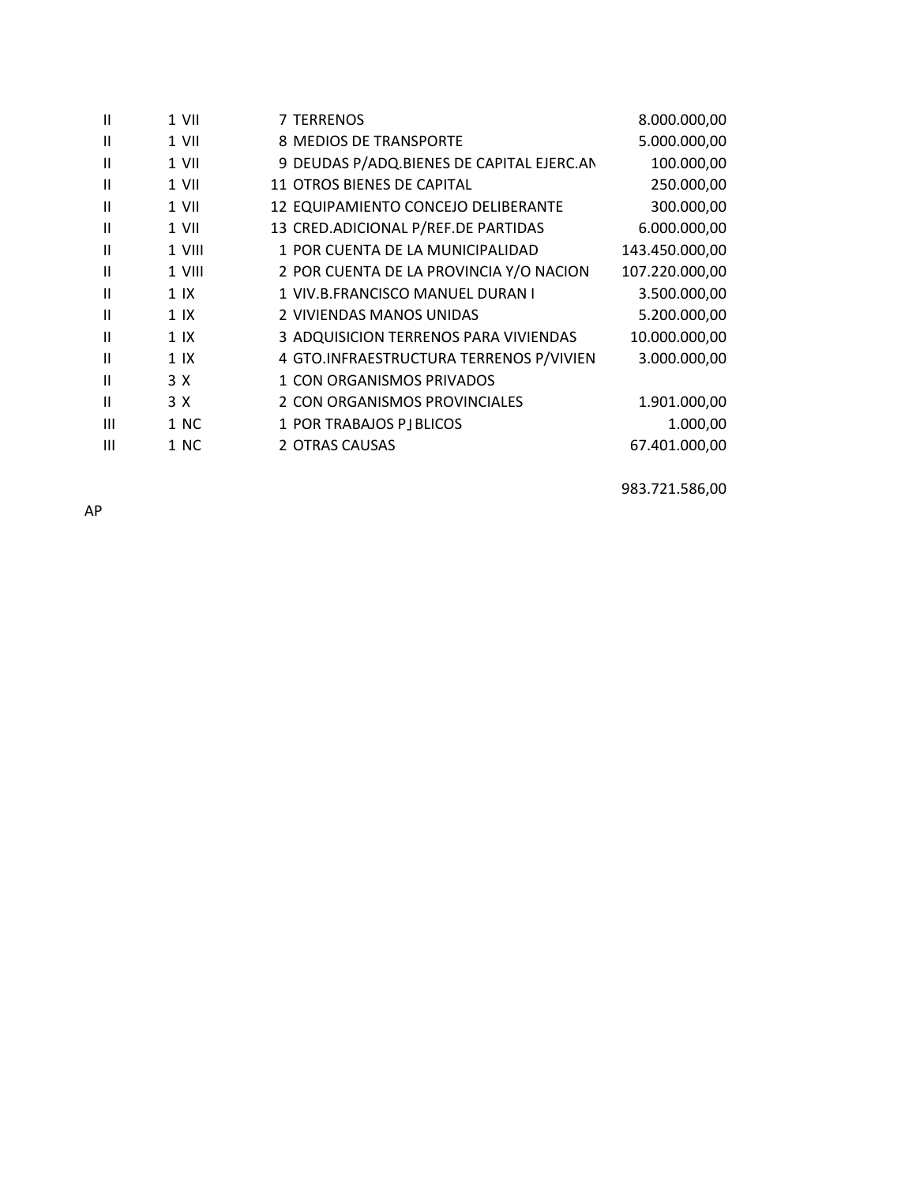| | | | | |
|---|---|---|---|---|
| II | 1 | VII | 7 TERRENOS | 8.000.000,00 |
| II | 1 | VII | 8 MEDIOS DE TRANSPORTE | 5.000.000,00 |
| II | 1 | VII | 9 DEUDAS P/ADQ.BIENES DE CAPITAL EJERC.AN | 100.000,00 |
| II | 1 | VII | 11 OTROS BIENES DE CAPITAL | 250.000,00 |
| II | 1 | VII | 12 EQUIPAMIENTO CONCEJO DELIBERANTE | 300.000,00 |
| II | 1 | VII | 13 CRED.ADICIONAL P/REF.DE PARTIDAS | 6.000.000,00 |
| II | 1 | VIII | 1 POR CUENTA DE LA MUNICIPALIDAD | 143.450.000,00 |
| II | 1 | VIII | 2 POR CUENTA DE LA PROVINCIA Y/O NACION | 107.220.000,00 |
| II | 1 | IX | 1 VIV.B.FRANCISCO MANUEL DURAN I | 3.500.000,00 |
| II | 1 | IX | 2 VIVIENDAS MANOS UNIDAS | 5.200.000,00 |
| II | 1 | IX | 3 ADQUISICION TERRENOS PARA VIVIENDAS | 10.000.000,00 |
| II | 1 | IX | 4 GTO.INFRAESTRUCTURA TERRENOS P/VIVIEN | 3.000.000,00 |
| II | 3 | X | 1 CON ORGANISMOS PRIVADOS | |
| II | 3 | X | 2 CON ORGANISMOS PROVINCIALES | 1.901.000,00 |
| III | 1 | NC | 1 POR TRABAJOS P┘BLICOS | 1.000,00 |
| III | 1 | NC | 2 OTRAS CAUSAS | 67.401.000,00 |
| | | | | 983.721.586,00 |

AP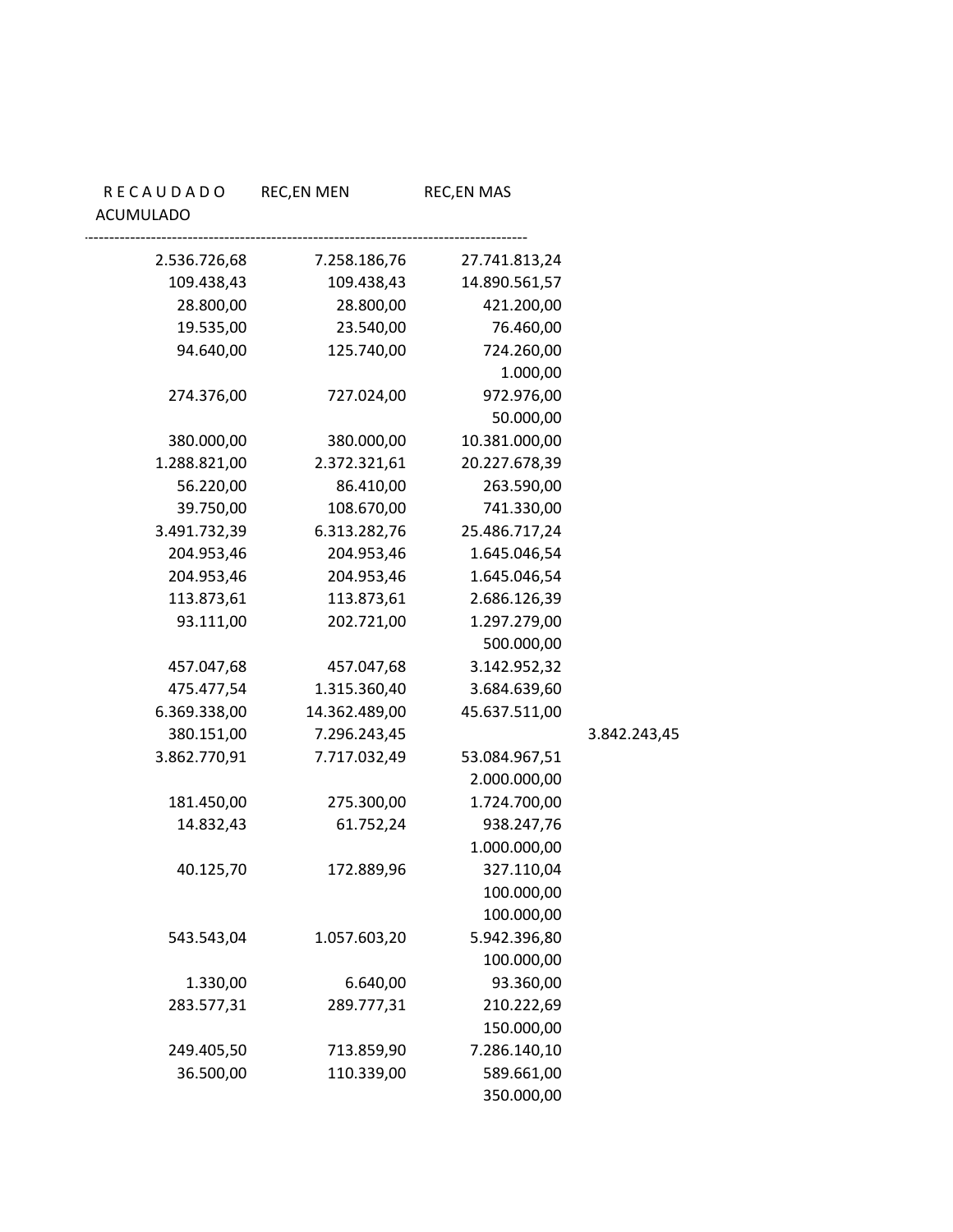| R E C A U D A D O ACUMULADO | REC,EN MEN | REC,EN MAS | |
|---|---|---|---|
| 2.536.726,68 | 7.258.186,76 | 27.741.813,24 | |
| 109.438,43 | 109.438,43 | 14.890.561,57 | |
| 28.800,00 | 28.800,00 | 421.200,00 | |
| 19.535,00 | 23.540,00 | 76.460,00 | |
| 94.640,00 | 125.740,00 | 724.260,00 | |
| | | 1.000,00 | |
| 274.376,00 | 727.024,00 | 972.976,00 | |
| | | 50.000,00 | |
| 380.000,00 | 380.000,00 | 10.381.000,00 | |
| 1.288.821,00 | 2.372.321,61 | 20.227.678,39 | |
| 56.220,00 | 86.410,00 | 263.590,00 | |
| 39.750,00 | 108.670,00 | 741.330,00 | |
| 3.491.732,39 | 6.313.282,76 | 25.486.717,24 | |
| 204.953,46 | 204.953,46 | 1.645.046,54 | |
| 204.953,46 | 204.953,46 | 1.645.046,54 | |
| 113.873,61 | 113.873,61 | 2.686.126,39 | |
| 93.111,00 | 202.721,00 | 1.297.279,00 | |
| | | 500.000,00 | |
| 457.047,68 | 457.047,68 | 3.142.952,32 | |
| 475.477,54 | 1.315.360,40 | 3.684.639,60 | |
| 6.369.338,00 | 14.362.489,00 | 45.637.511,00 | |
| 380.151,00 | 7.296.243,45 | | 3.842.243,45 |
| 3.862.770,91 | 7.717.032,49 | 53.084.967,51 | |
| | | 2.000.000,00 | |
| 181.450,00 | 275.300,00 | 1.724.700,00 | |
| 14.832,43 | 61.752,24 | 938.247,76 | |
| | | 1.000.000,00 | |
| 40.125,70 | 172.889,96 | 327.110,04 | |
| | | 100.000,00 | |
| | | 100.000,00 | |
| 543.543,04 | 1.057.603,20 | 5.942.396,80 | |
| | | 100.000,00 | |
| 1.330,00 | 6.640,00 | 93.360,00 | |
| 283.577,31 | 289.777,31 | 210.222,69 | |
| | | 150.000,00 | |
| 249.405,50 | 713.859,90 | 7.286.140,10 | |
| 36.500,00 | 110.339,00 | 589.661,00 | |
| | | 350.000,00 | |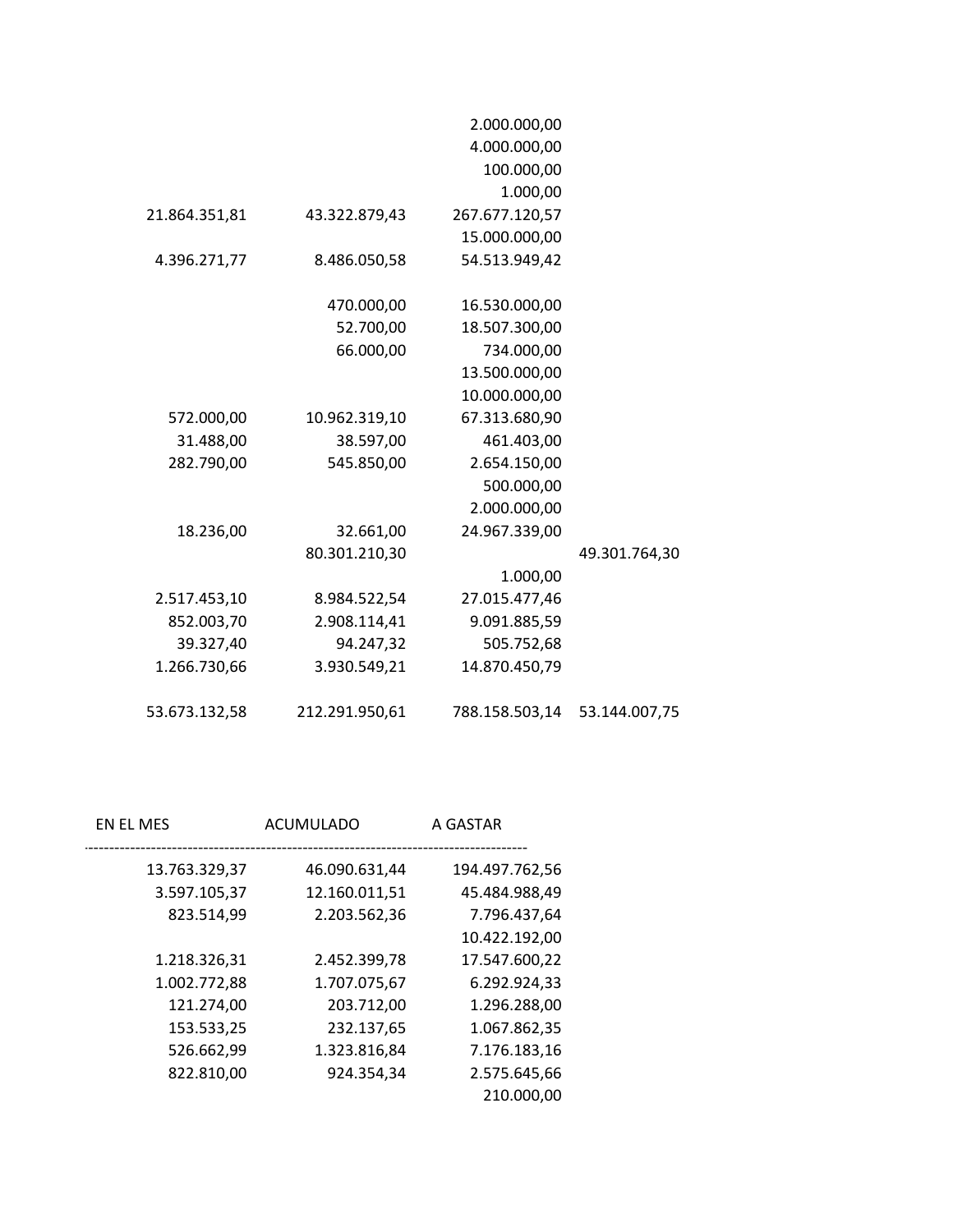| | | | |
|---|---|---|---|
| | | 2.000.000,00 | |
| | | 4.000.000,00 | |
| | | 100.000,00 | |
| | | 1.000,00 | |
| 21.864.351,81 | 43.322.879,43 | 267.677.120,57 | |
| | | 15.000.000,00 | |
| 4.396.271,77 | 8.486.050,58 | 54.513.949,42 | |
| | | | |
| | 470.000,00 | 16.530.000,00 | |
| | 52.700,00 | 18.507.300,00 | |
| | 66.000,00 | 734.000,00 | |
| | | 13.500.000,00 | |
| | | 10.000.000,00 | |
| 572.000,00 | 10.962.319,10 | 67.313.680,90 | |
| 31.488,00 | 38.597,00 | 461.403,00 | |
| 282.790,00 | 545.850,00 | 2.654.150,00 | |
| | | 500.000,00 | |
| | | 2.000.000,00 | |
| 18.236,00 | 32.661,00 | 24.967.339,00 | |
| | 80.301.210,30 | | 49.301.764,30 |
| | | 1.000,00 | |
| 2.517.453,10 | 8.984.522,54 | 27.015.477,46 | |
| 852.003,70 | 2.908.114,41 | 9.091.885,59 | |
| 39.327,40 | 94.247,32 | 505.752,68 | |
| 1.266.730,66 | 3.930.549,21 | 14.870.450,79 | |
| | | | |
| 53.673.132,58 | 212.291.950,61 | 788.158.503,14 | 53.144.007,75 |

| EN EL MES | ACUMULADO | A GASTAR |
|---|---|---|
| 13.763.329,37 | 46.090.631,44 | 194.497.762,56 |
| 3.597.105,37 | 12.160.011,51 | 45.484.988,49 |
| 823.514,99 | 2.203.562,36 | 7.796.437,64 |
| | | 10.422.192,00 |
| 1.218.326,31 | 2.452.399,78 | 17.547.600,22 |
| 1.002.772,88 | 1.707.075,67 | 6.292.924,33 |
| 121.274,00 | 203.712,00 | 1.296.288,00 |
| 153.533,25 | 232.137,65 | 1.067.862,35 |
| 526.662,99 | 1.323.816,84 | 7.176.183,16 |
| 822.810,00 | 924.354,34 | 2.575.645,66 |
| | | 210.000,00 |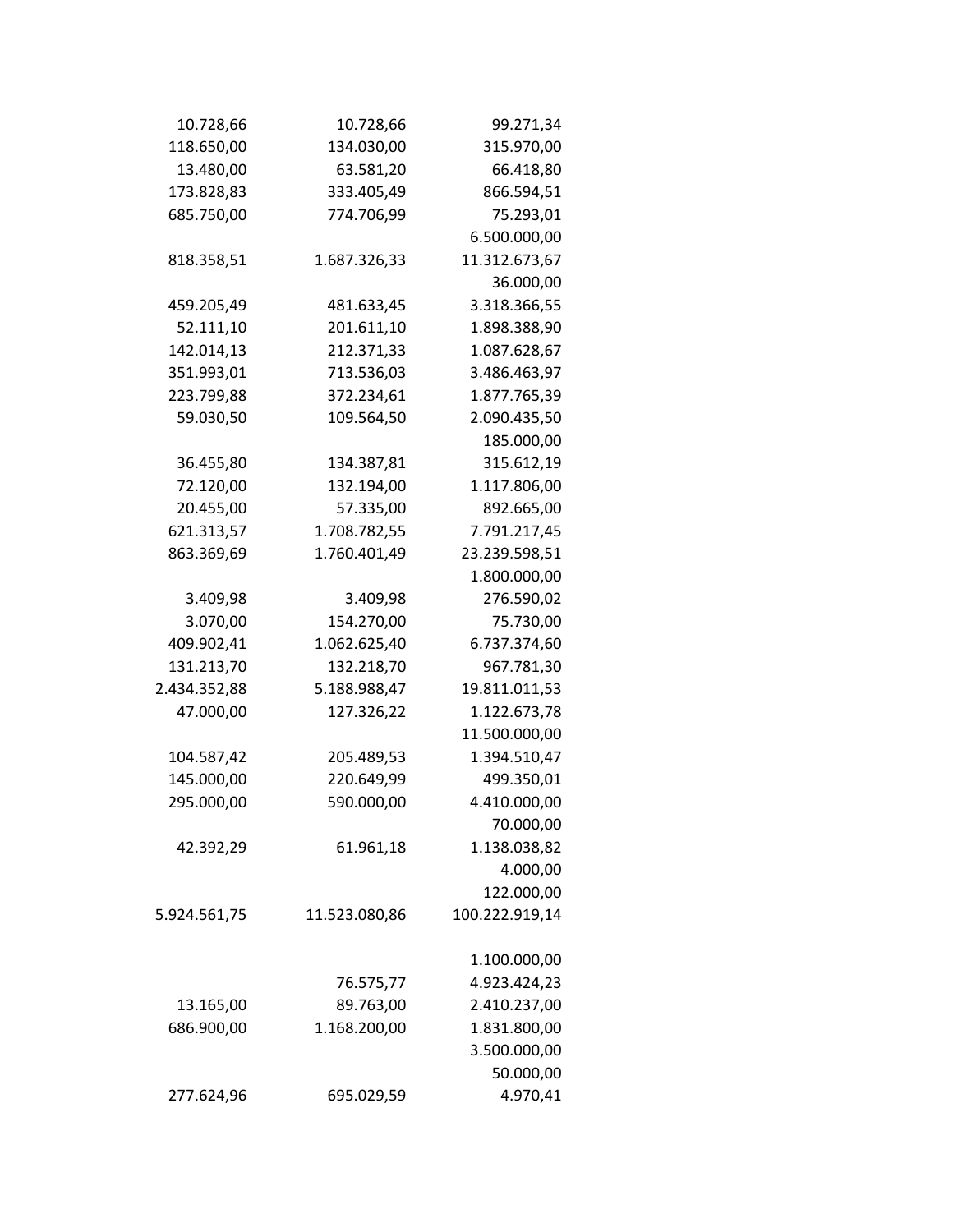| | | |
|---|---|---|
| 10.728,66 | 10.728,66 | 99.271,34 |
| 118.650,00 | 134.030,00 | 315.970,00 |
| 13.480,00 | 63.581,20 | 66.418,80 |
| 173.828,83 | 333.405,49 | 866.594,51 |
| 685.750,00 | 774.706,99 | 75.293,01 |
| | | 6.500.000,00 |
| 818.358,51 | 1.687.326,33 | 11.312.673,67 |
| | | 36.000,00 |
| 459.205,49 | 481.633,45 | 3.318.366,55 |
| 52.111,10 | 201.611,10 | 1.898.388,90 |
| 142.014,13 | 212.371,33 | 1.087.628,67 |
| 351.993,01 | 713.536,03 | 3.486.463,97 |
| 223.799,88 | 372.234,61 | 1.877.765,39 |
| 59.030,50 | 109.564,50 | 2.090.435,50 |
| | | 185.000,00 |
| 36.455,80 | 134.387,81 | 315.612,19 |
| 72.120,00 | 132.194,00 | 1.117.806,00 |
| 20.455,00 | 57.335,00 | 892.665,00 |
| 621.313,57 | 1.708.782,55 | 7.791.217,45 |
| 863.369,69 | 1.760.401,49 | 23.239.598,51 |
| | | 1.800.000,00 |
| 3.409,98 | 3.409,98 | 276.590,02 |
| 3.070,00 | 154.270,00 | 75.730,00 |
| 409.902,41 | 1.062.625,40 | 6.737.374,60 |
| 131.213,70 | 132.218,70 | 967.781,30 |
| 2.434.352,88 | 5.188.988,47 | 19.811.011,53 |
| 47.000,00 | 127.326,22 | 1.122.673,78 |
| | | 11.500.000,00 |
| 104.587,42 | 205.489,53 | 1.394.510,47 |
| 145.000,00 | 220.649,99 | 499.350,01 |
| 295.000,00 | 590.000,00 | 4.410.000,00 |
| | | 70.000,00 |
| 42.392,29 | 61.961,18 | 1.138.038,82 |
| | | 4.000,00 |
| | | 122.000,00 |
| 5.924.561,75 | 11.523.080,86 | 100.222.919,14 |
| | | |
| | | 1.100.000,00 |
| | 76.575,77 | 4.923.424,23 |
| 13.165,00 | 89.763,00 | 2.410.237,00 |
| 686.900,00 | 1.168.200,00 | 1.831.800,00 |
| | | 3.500.000,00 |
| | | 50.000,00 |
| 277.624,96 | 695.029,59 | 4.970,41 |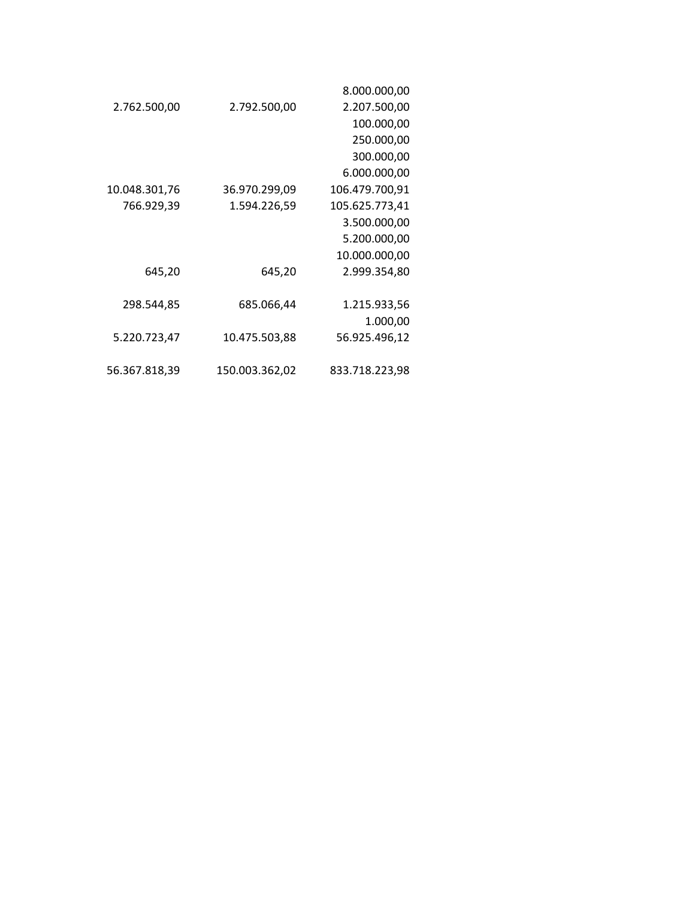| | | |
|---|---|---|
| | | 8.000.000,00 |
| 2.762.500,00 | 2.792.500,00 | 2.207.500,00 |
| | | 100.000,00 |
| | | 250.000,00 |
| | | 300.000,00 |
| | | 6.000.000,00 |
| 10.048.301,76 | 36.970.299,09 | 106.479.700,91 |
| 766.929,39 | 1.594.226,59 | 105.625.773,41 |
| | | 3.500.000,00 |
| | | 5.200.000,00 |
| | | 10.000.000,00 |
| 645,20 | 645,20 | 2.999.354,80 |
| | | |
| 298.544,85 | 685.066,44 | 1.215.933,56 |
| | | 1.000,00 |
| 5.220.723,47 | 10.475.503,88 | 56.925.496,12 |
| | | |
| 56.367.818,39 | 150.003.362,02 | 833.718.223,98 |